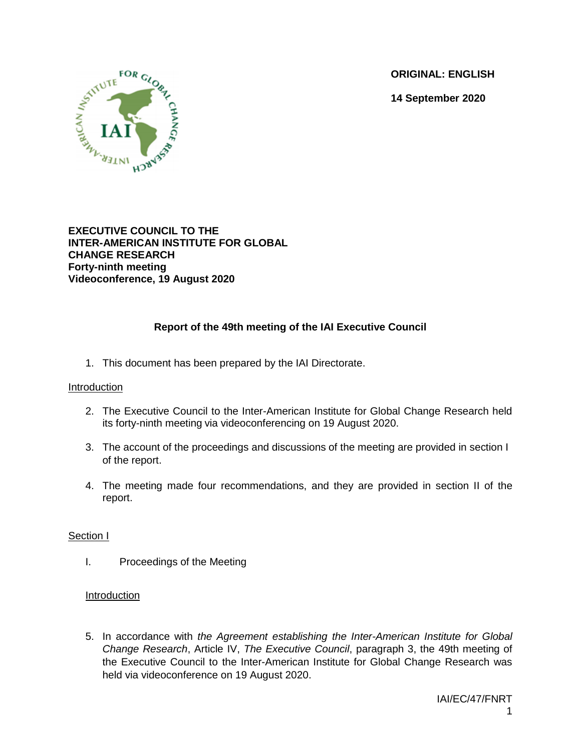**ORIGINAL: ENGLISH**

**14 September 2020**

**EXECUTIVE COUNCIL TO THE INTER-AMERICAN INSTITUTE FOR GLOBAL CHANGE RESEARCH**
**Forty-ninth meeting**
**Videoconference, 19 August 2020**

## Report of the 49th meeting of the IAI Executive Council

1. This document has been prepared by the IAI Directorate.

### Introduction

2. The Executive Council to the Inter-American Institute for Global Change Research held its forty-ninth meeting via videoconferencing on 19 August 2020.

3. The account of the proceedings and discussions of the meeting are provided in section I of the report.

4. The meeting made four recommendations, and they are provided in section II of the report.

### Section I

I. Proceedings of the Meeting

#### Introduction

5. In accordance with *the Agreement establishing the Inter-American Institute for Global Change Research*, Article IV, *The Executive Council*, paragraph 3, the 49th meeting of the Executive Council to the Inter-American Institute for Global Change Research was held via videoconference on 19 August 2020.

IAI/EC/47/FNRT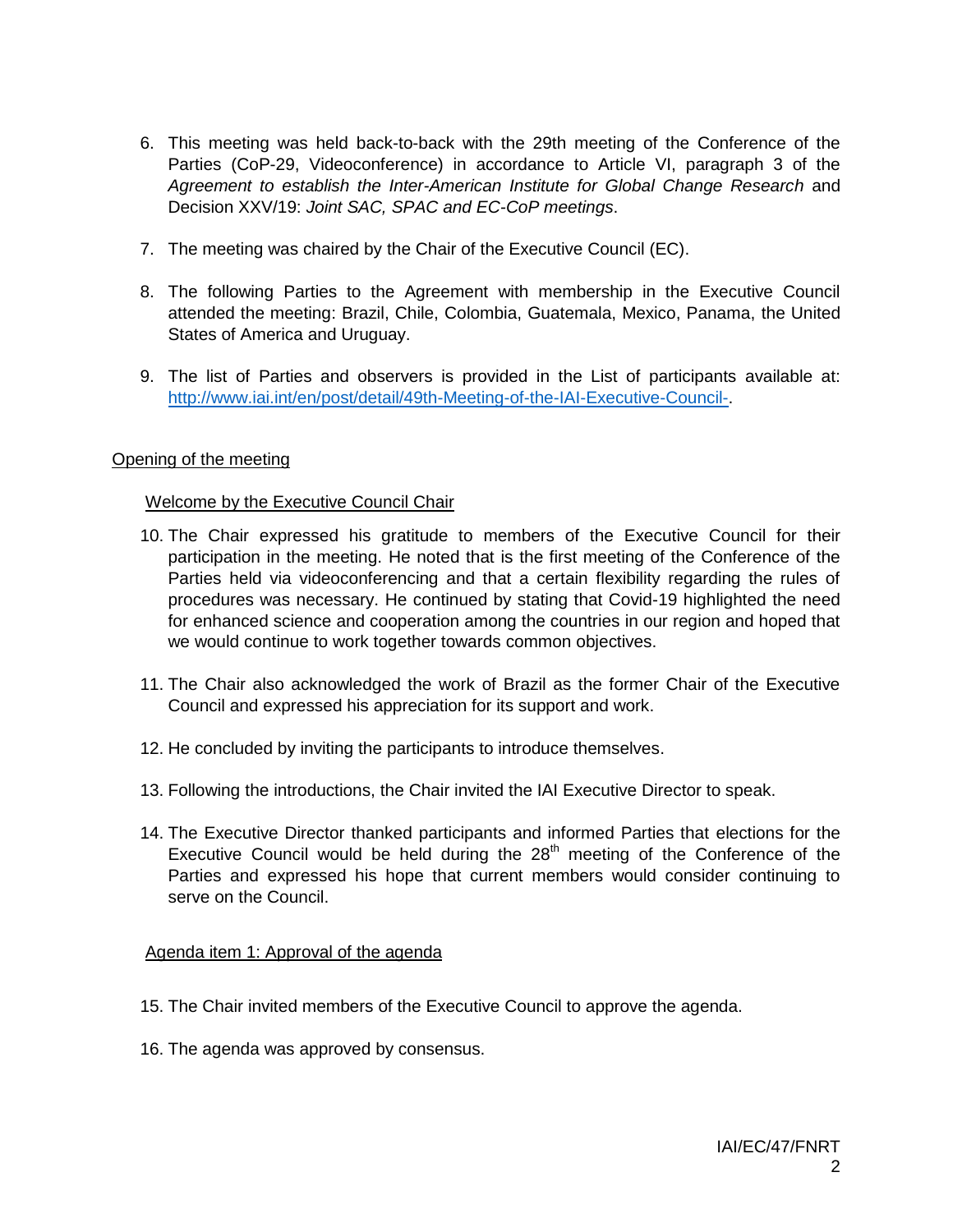6. This meeting was held back-to-back with the 29th meeting of the Conference of the Parties (CoP-29, Videoconference) in accordance to Article VI, paragraph 3 of the *Agreement to establish the Inter-American Institute for Global Change Research* and Decision XXV/19: *Joint SAC, SPAC and EC-CoP meetings*.

7. The meeting was chaired by the Chair of the Executive Council (EC).

8. The following Parties to the Agreement with membership in the Executive Council attended the meeting: Brazil, Chile, Colombia, Guatemala, Mexico, Panama, the United States of America and Uruguay.

9. The list of Parties and observers is provided in the List of participants available at: http://www.iai.int/en/post/detail/49th-Meeting-of-the-IAI-Executive-Council-.

## Opening of the meeting

### Welcome by the Executive Council Chair

10. The Chair expressed his gratitude to members of the Executive Council for their participation in the meeting. He noted that is the first meeting of the Conference of the Parties held via videoconferencing and that a certain flexibility regarding the rules of procedures was necessary. He continued by stating that Covid-19 highlighted the need for enhanced science and cooperation among the countries in our region and hoped that we would continue to work together towards common objectives.

11. The Chair also acknowledged the work of Brazil as the former Chair of the Executive Council and expressed his appreciation for its support and work.

12. He concluded by inviting the participants to introduce themselves.

13. Following the introductions, the Chair invited the IAI Executive Director to speak.

14. The Executive Director thanked participants and informed Parties that elections for the Executive Council would be held during the 28th meeting of the Conference of the Parties and expressed his hope that current members would consider continuing to serve on the Council.

### Agenda item 1: Approval of the agenda

15. The Chair invited members of the Executive Council to approve the agenda.

16. The agenda was approved by consensus.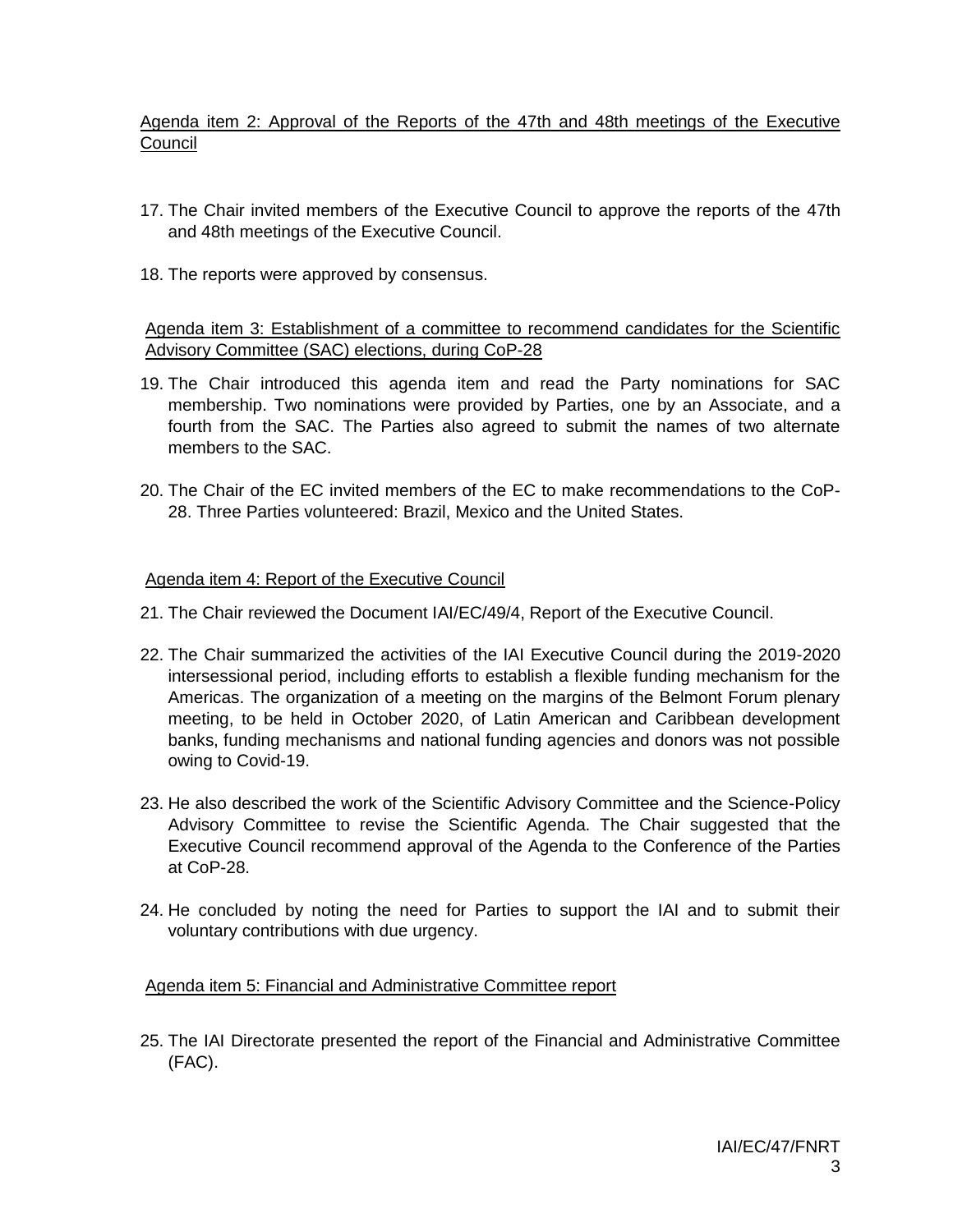Agenda item 2: Approval of the Reports of the 47th and 48th meetings of the Executive Council

17. The Chair invited members of the Executive Council to approve the reports of the 47th and 48th meetings of the Executive Council.

18. The reports were approved by consensus.

Agenda item 3: Establishment of a committee to recommend candidates for the Scientific Advisory Committee (SAC) elections, during CoP-28

19. The Chair introduced this agenda item and read the Party nominations for SAC membership. Two nominations were provided by Parties, one by an Associate, and a fourth from the SAC. The Parties also agreed to submit the names of two alternate members to the SAC.

20. The Chair of the EC invited members of the EC to make recommendations to the CoP-28. Three Parties volunteered: Brazil, Mexico and the United States.

Agenda item 4: Report of the Executive Council

21. The Chair reviewed the Document IAI/EC/49/4, Report of the Executive Council.

22. The Chair summarized the activities of the IAI Executive Council during the 2019-2020 intersessional period, including efforts to establish a flexible funding mechanism for the Americas. The organization of a meeting on the margins of the Belmont Forum plenary meeting, to be held in October 2020, of Latin American and Caribbean development banks, funding mechanisms and national funding agencies and donors was not possible owing to Covid-19.

23. He also described the work of the Scientific Advisory Committee and the Science-Policy Advisory Committee to revise the Scientific Agenda. The Chair suggested that the Executive Council recommend approval of the Agenda to the Conference of the Parties at CoP-28.

24. He concluded by noting the need for Parties to support the IAI and to submit their voluntary contributions with due urgency.

Agenda item 5: Financial and Administrative Committee report

25. The IAI Directorate presented the report of the Financial and Administrative Committee (FAC).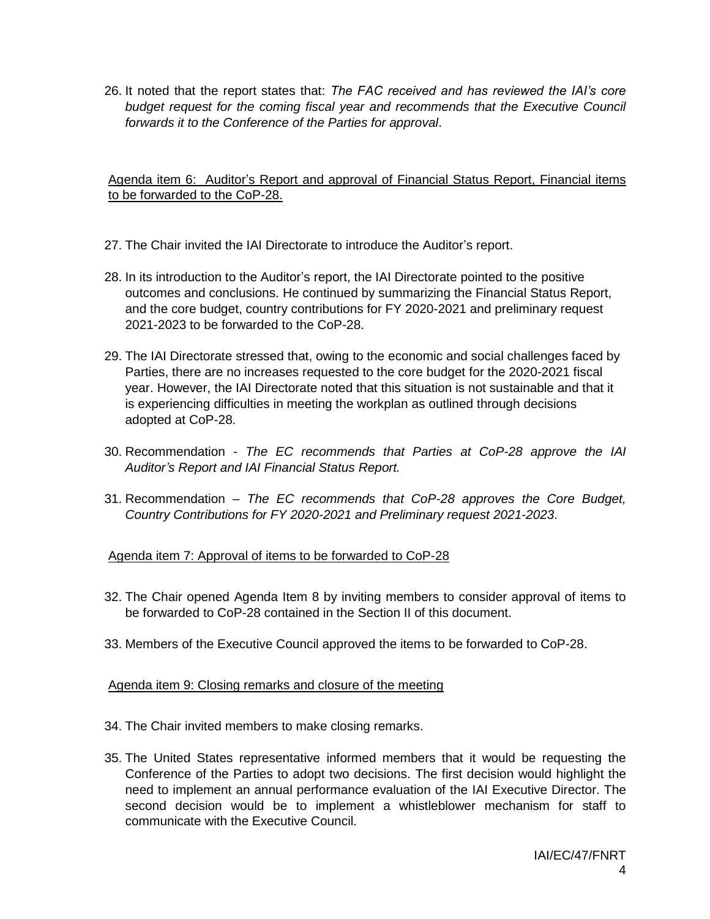26. It noted that the report states that: *The FAC received and has reviewed the IAI's core budget request for the coming fiscal year and recommends that the Executive Council forwards it to the Conference of the Parties for approval*.

<u>Agenda item 6: Auditor's Report and approval of Financial Status Report, Financial items to be forwarded to the CoP-28.</u>

27. The Chair invited the IAI Directorate to introduce the Auditor's report.

28. In its introduction to the Auditor's report, the IAI Directorate pointed to the positive outcomes and conclusions. He continued by summarizing the Financial Status Report, and the core budget, country contributions for FY 2020-2021 and preliminary request 2021-2023 to be forwarded to the CoP-28.

29. The IAI Directorate stressed that, owing to the economic and social challenges faced by Parties, there are no increases requested to the core budget for the 2020-2021 fiscal year. However, the IAI Directorate noted that this situation is not sustainable and that it is experiencing difficulties in meeting the workplan as outlined through decisions adopted at CoP-28.

30. Recommendation - *The EC recommends that Parties at CoP-28 approve the IAI Auditor's Report and IAI Financial Status Report.*

31. Recommendation – *The EC recommends that CoP-28 approves the Core Budget, Country Contributions for FY 2020-2021 and Preliminary request 2021-2023*.

<u>Agenda item 7: Approval of items to be forwarded to CoP-28</u>

32. The Chair opened Agenda Item 8 by inviting members to consider approval of items to be forwarded to CoP-28 contained in the Section II of this document.

33. Members of the Executive Council approved the items to be forwarded to CoP-28.

<u>Agenda item 9: Closing remarks and closure of the meeting</u>

34. The Chair invited members to make closing remarks.

35. The United States representative informed members that it would be requesting the Conference of the Parties to adopt two decisions. The first decision would highlight the need to implement an annual performance evaluation of the IAI Executive Director. The second decision would be to implement a whistleblower mechanism for staff to communicate with the Executive Council.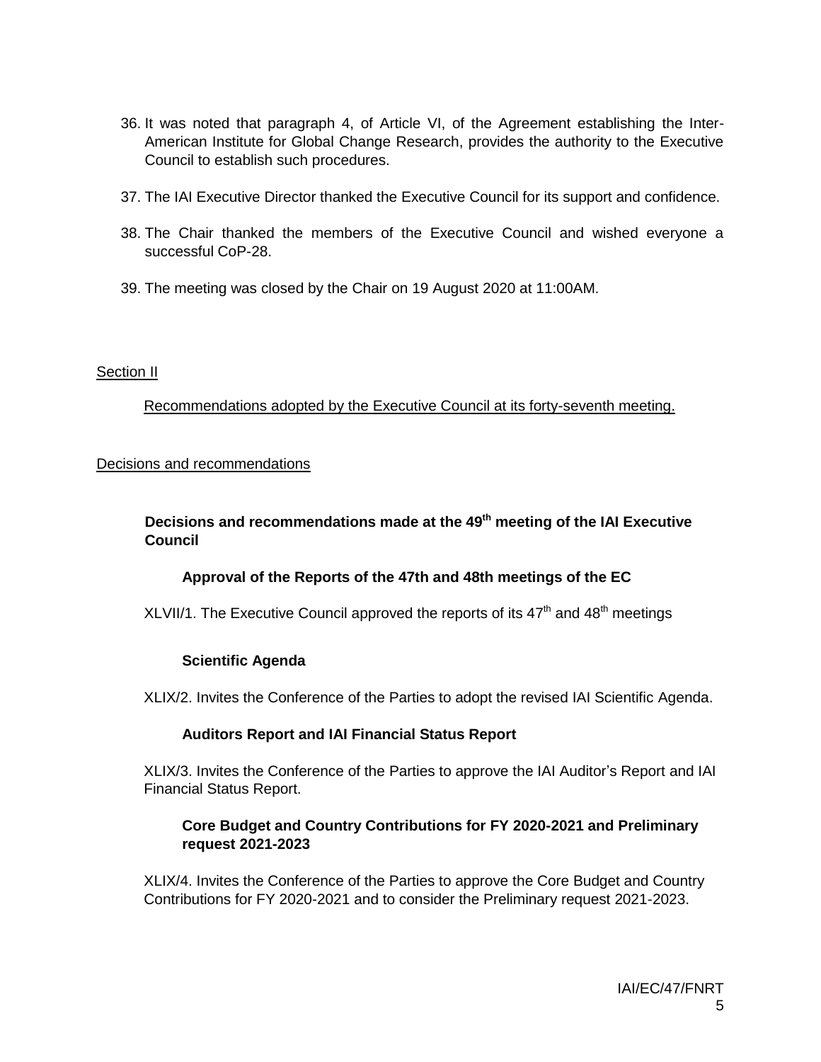36. It was noted that paragraph 4, of Article VI, of the Agreement establishing the Inter-American Institute for Global Change Research, provides the authority to the Executive Council to establish such procedures.

37. The IAI Executive Director thanked the Executive Council for its support and confidence.

38. The Chair thanked the members of the Executive Council and wished everyone a successful CoP-28.

39. The meeting was closed by the Chair on 19 August 2020 at 11:00AM.

Section II

Recommendations adopted by the Executive Council at its forty-seventh meeting.

Decisions and recommendations

**Decisions and recommendations made at the 49th meeting of the IAI Executive Council**

**Approval of the Reports of the 47th and 48th meetings of the EC**

XLVII/1. The Executive Council approved the reports of its 47th and 48th meetings

**Scientific Agenda**

XLIX/2. Invites the Conference of the Parties to adopt the revised IAI Scientific Agenda.

**Auditors Report and IAI Financial Status Report**

XLIX/3. Invites the Conference of the Parties to approve the IAI Auditor's Report and IAI Financial Status Report.

**Core Budget and Country Contributions for FY 2020-2021 and Preliminary request 2021-2023**

XLIX/4. Invites the Conference of the Parties to approve the Core Budget and Country Contributions for FY 2020-2021 and to consider the Preliminary request 2021-2023.

IAI/EC/47/FNRT